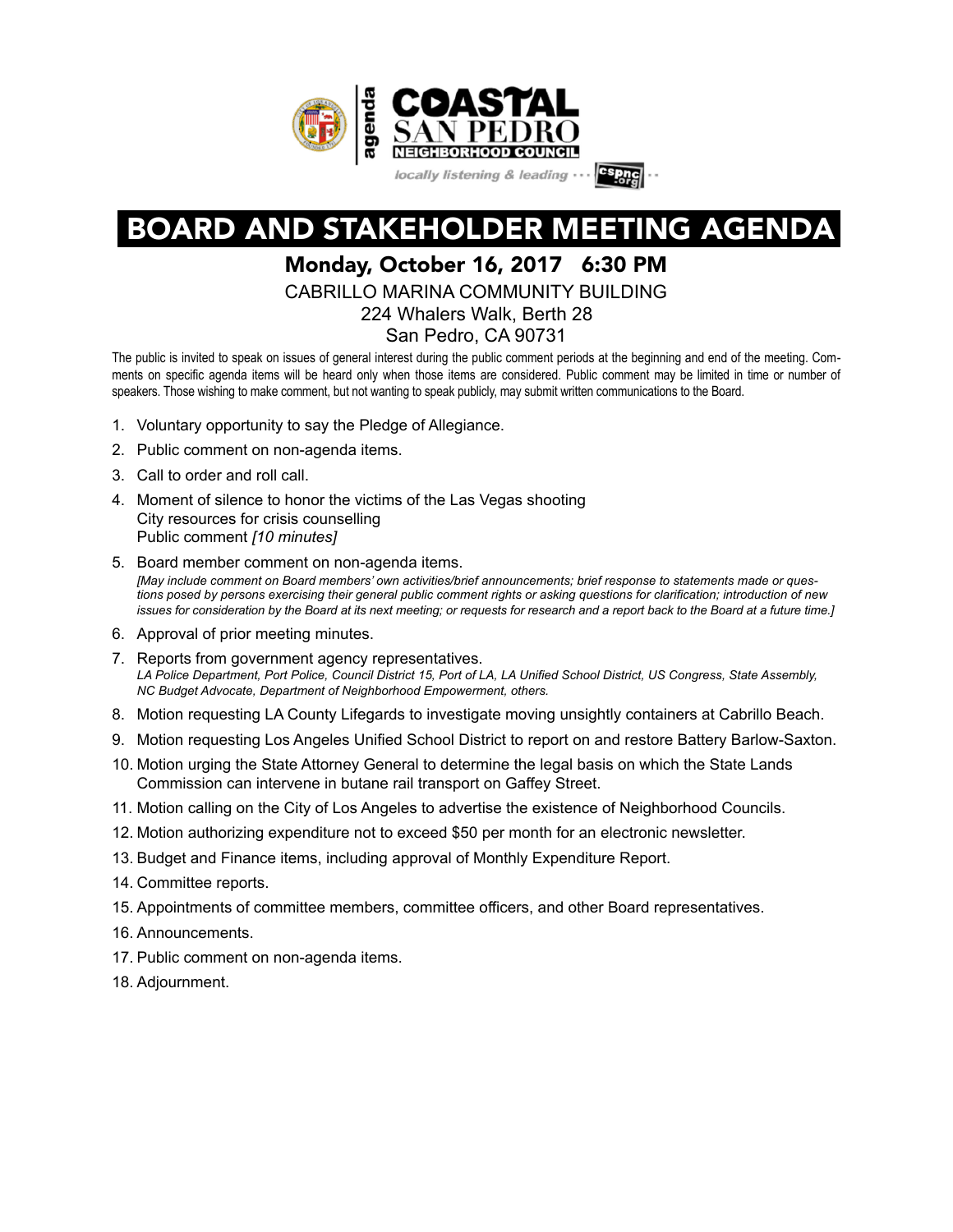agenda

**COASTAL SAN PEDRO NEIGHBORHOOD COUNCIL**

*locally listening & leading* ··· cspnc.org ··

# BOARD AND STAKEHOLDER MEETING AGENDA

## Monday, October 16, 2017 6:30 PM

CABRILLO MARINA COMMUNITY BUILDING
224 Whalers Walk, Berth 28
San Pedro, CA 90731

The public is invited to speak on issues of general interest during the public comment periods at the beginning and end of the meeting. Comments on specific agenda items will be heard only when those items are considered. Public comment may be limited in time or number of speakers. Those wishing to make comment, but not wanting to speak publicly, may submit written communications to the Board.

1. Voluntary opportunity to say the Pledge of Allegiance.
2. Public comment on non-agenda items.
3. Call to order and roll call.
4. Moment of silence to honor the victims of the Las Vegas shooting
   City resources for crisis counselling
   Public comment *[10 minutes]*
5. Board member comment on non-agenda items.
   *[May include comment on Board members' own activities/brief announcements; brief response to statements made or questions posed by persons exercising their general public comment rights or asking questions for clarification; introduction of new issues for consideration by the Board at its next meeting; or requests for research and a report back to the Board at a future time.]*
6. Approval of prior meeting minutes.
7. Reports from government agency representatives.
   *LA Police Department, Port Police, Council District 15, Port of LA, LA Unified School District, US Congress, State Assembly, NC Budget Advocate, Department of Neighborhood Empowerment, others.*
8. Motion requesting LA County Lifegards to investigate moving unsightly containers at Cabrillo Beach.
9. Motion requesting Los Angeles Unified School District to report on and restore Battery Barlow-Saxton.
10. Motion urging the State Attorney General to determine the legal basis on which the State Lands Commission can intervene in butane rail transport on Gaffey Street.
11. Motion calling on the City of Los Angeles to advertise the existence of Neighborhood Councils.
12. Motion authorizing expenditure not to exceed $50 per month for an electronic newsletter.
13. Budget and Finance items, including approval of Monthly Expenditure Report.
14. Committee reports.
15. Appointments of committee members, committee officers, and other Board representatives.
16. Announcements.
17. Public comment on non-agenda items.
18. Adjournment.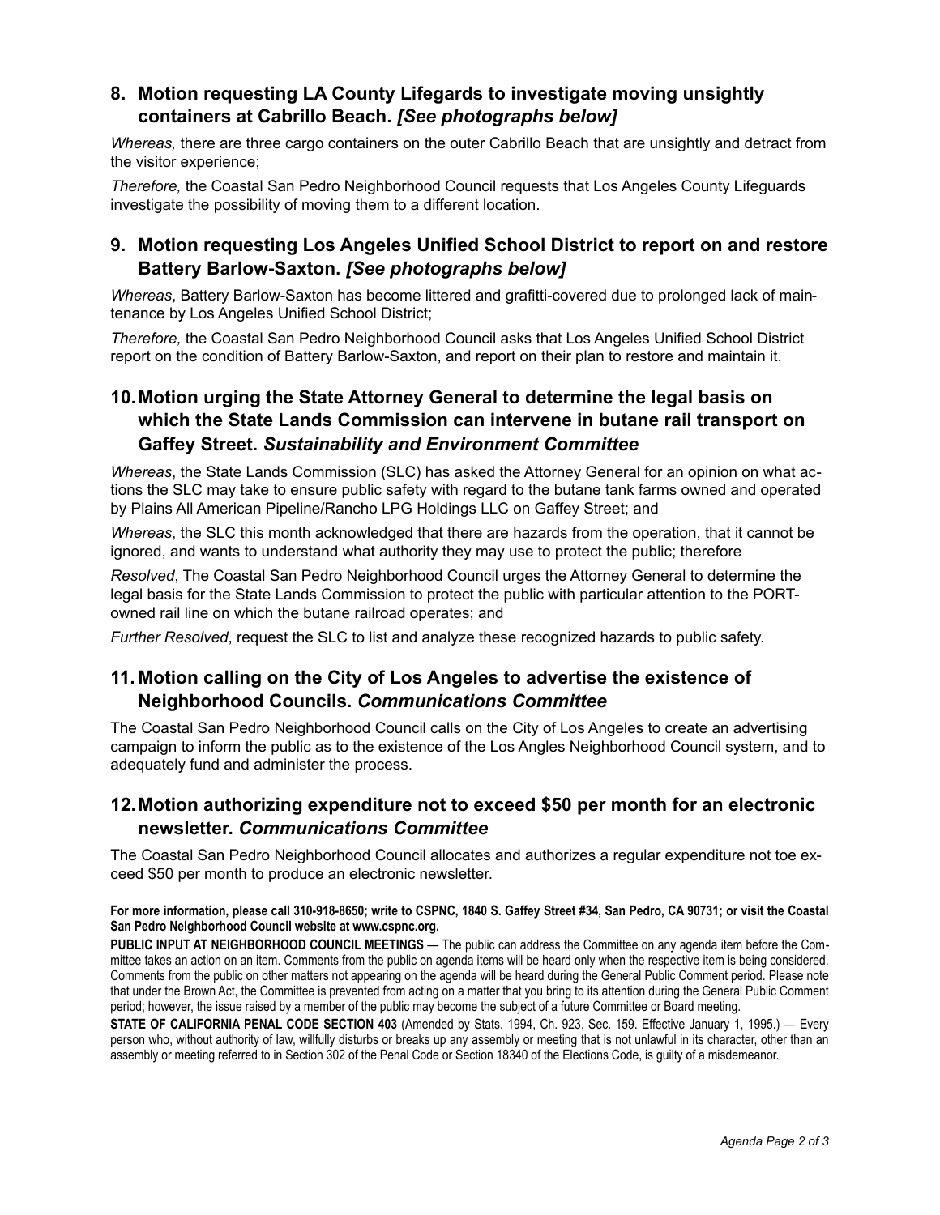## 8. Motion requesting LA County Lifegards to investigate moving unsightly containers at Cabrillo Beach. *[See photographs below]*

*Whereas,* there are three cargo containers on the outer Cabrillo Beach that are unsightly and detract from the visitor experience;

*Therefore,* the Coastal San Pedro Neighborhood Council requests that Los Angeles County Lifeguards investigate the possibility of moving them to a different location.

## 9. Motion requesting Los Angeles Unified School District to report on and restore Battery Barlow-Saxton. *[See photographs below]*

*Whereas*, Battery Barlow-Saxton has become littered and grafitti-covered due to prolonged lack of maintenance by Los Angeles Unified School District;

*Therefore,* the Coastal San Pedro Neighborhood Council asks that Los Angeles Unified School District report on the condition of Battery Barlow-Saxton, and report on their plan to restore and maintain it.

## 10. Motion urging the State Attorney General to determine the legal basis on which the State Lands Commission can intervene in butane rail transport on Gaffey Street. *Sustainability and Environment Committee*

*Whereas*, the State Lands Commission (SLC) has asked the Attorney General for an opinion on what actions the SLC may take to ensure public safety with regard to the butane tank farms owned and operated by Plains All American Pipeline/Rancho LPG Holdings LLC on Gaffey Street; and

*Whereas*, the SLC this month acknowledged that there are hazards from the operation, that it cannot be ignored, and wants to understand what authority they may use to protect the public; therefore

*Resolved*, The Coastal San Pedro Neighborhood Council urges the Attorney General to determine the legal basis for the State Lands Commission to protect the public with particular attention to the PORT-owned rail line on which the butane railroad operates; and

*Further Resolved*, request the SLC to list and analyze these recognized hazards to public safety.

## 11. Motion calling on the City of Los Angeles to advertise the existence of Neighborhood Councils. *Communications Committee*

The Coastal San Pedro Neighborhood Council calls on the City of Los Angeles to create an advertising campaign to inform the public as to the existence of the Los Angles Neighborhood Council system, and to adequately fund and administer the process.

## 12. Motion authorizing expenditure not to exceed $50 per month for an electronic newsletter. *Communications Committee*

The Coastal San Pedro Neighborhood Council allocates and authorizes a regular expenditure not toe exceed $50 per month to produce an electronic newsletter.

**For more information, please call 310-918-8650; write to CSPNC, 1840 S. Gaffey Street #34, San Pedro, CA 90731; or visit the Coastal San Pedro Neighborhood Council website at www.cspnc.org.**

**PUBLIC INPUT AT NEIGHBORHOOD COUNCIL MEETINGS** — The public can address the Committee on any agenda item before the Committee takes an action on an item. Comments from the public on agenda items will be heard only when the respective item is being considered. Comments from the public on other matters not appearing on the agenda will be heard during the General Public Comment period. Please note that under the Brown Act, the Committee is prevented from acting on a matter that you bring to its attention during the General Public Comment period; however, the issue raised by a member of the public may become the subject of a future Committee or Board meeting.

**STATE OF CALIFORNIA PENAL CODE SECTION 403** (Amended by Stats. 1994, Ch. 923, Sec. 159. Effective January 1, 1995.) — Every person who, without authority of law, willfully disturbs or breaks up any assembly or meeting that is not unlawful in its character, other than an assembly or meeting referred to in Section 302 of the Penal Code or Section 18340 of the Elections Code, is guilty of a misdemeanor.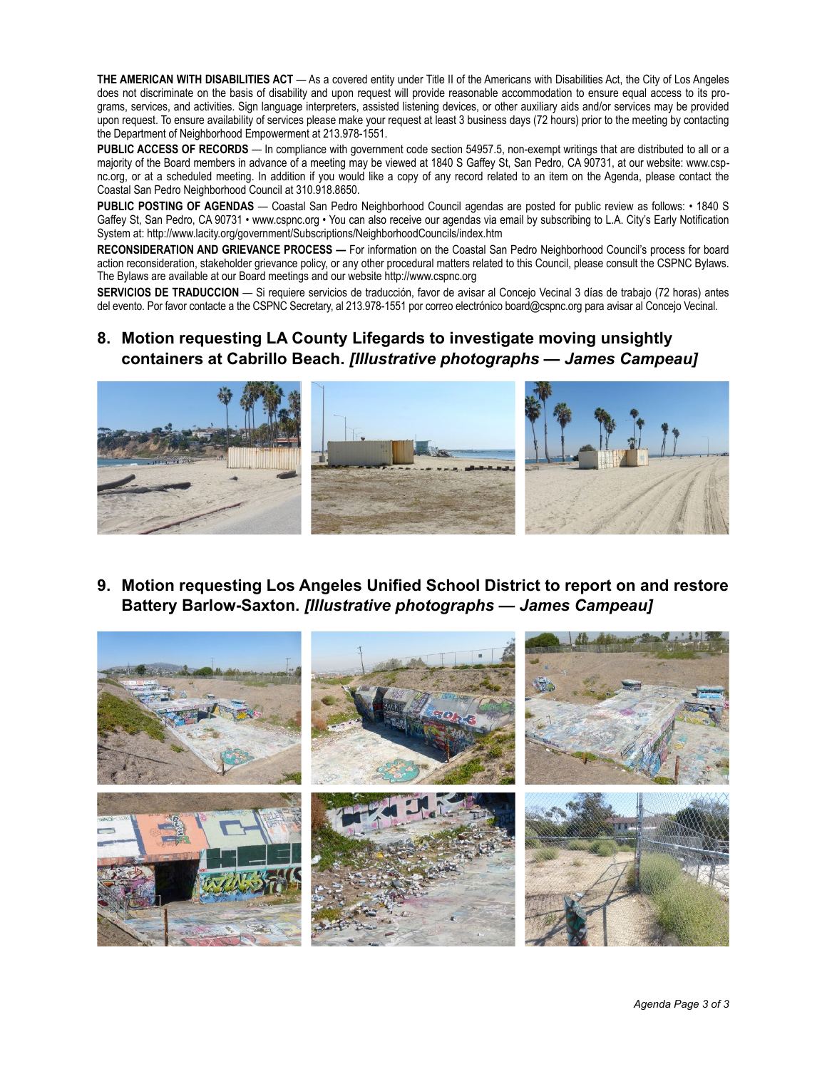**THE AMERICAN WITH DISABILITIES ACT** — As a covered entity under Title II of the Americans with Disabilities Act, the City of Los Angeles does not discriminate on the basis of disability and upon request will provide reasonable accommodation to ensure equal access to its programs, services, and activities. Sign language interpreters, assisted listening devices, or other auxiliary aids and/or services may be provided upon request. To ensure availability of services please make your request at least 3 business days (72 hours) prior to the meeting by contacting the Department of Neighborhood Empowerment at 213.978-1551.

**PUBLIC ACCESS OF RECORDS** — In compliance with government code section 54957.5, non-exempt writings that are distributed to all or a majority of the Board members in advance of a meeting may be viewed at 1840 S Gaffey St, San Pedro, CA 90731, at our website: www.cspnc.org, or at a scheduled meeting. In addition if you would like a copy of any record related to an item on the Agenda, please contact the Coastal San Pedro Neighborhood Council at 310.918.8650.

**PUBLIC POSTING OF AGENDAS** — Coastal San Pedro Neighborhood Council agendas are posted for public review as follows: • 1840 S Gaffey St, San Pedro, CA 90731 • www.cspnc.org • You can also receive our agendas via email by subscribing to L.A. City's Early Notification System at: http://www.lacity.org/government/Subscriptions/NeighborhoodCouncils/index.htm

**RECONSIDERATION AND GRIEVANCE PROCESS —** For information on the Coastal San Pedro Neighborhood Council's process for board action reconsideration, stakeholder grievance policy, or any other procedural matters related to this Council, please consult the CSPNC Bylaws. The Bylaws are available at our Board meetings and our website http://www.cspnc.org

**SERVICIOS DE TRADUCCION** — Si requiere servicios de traducción, favor de avisar al Concejo Vecinal 3 días de trabajo (72 horas) antes del evento. Por favor contacte a the CSPNC Secretary, al 213.978-1551 por correo electrónico board@cspnc.org para avisar al Concejo Vecinal.

## 8. Motion requesting LA County Lifegards to investigate moving unsightly containers at Cabrillo Beach. *[Illustrative photographs — James Campeau]*

## 9. Motion requesting Los Angeles Unified School District to report on and restore Battery Barlow-Saxton. *[Illustrative photographs — James Campeau]*